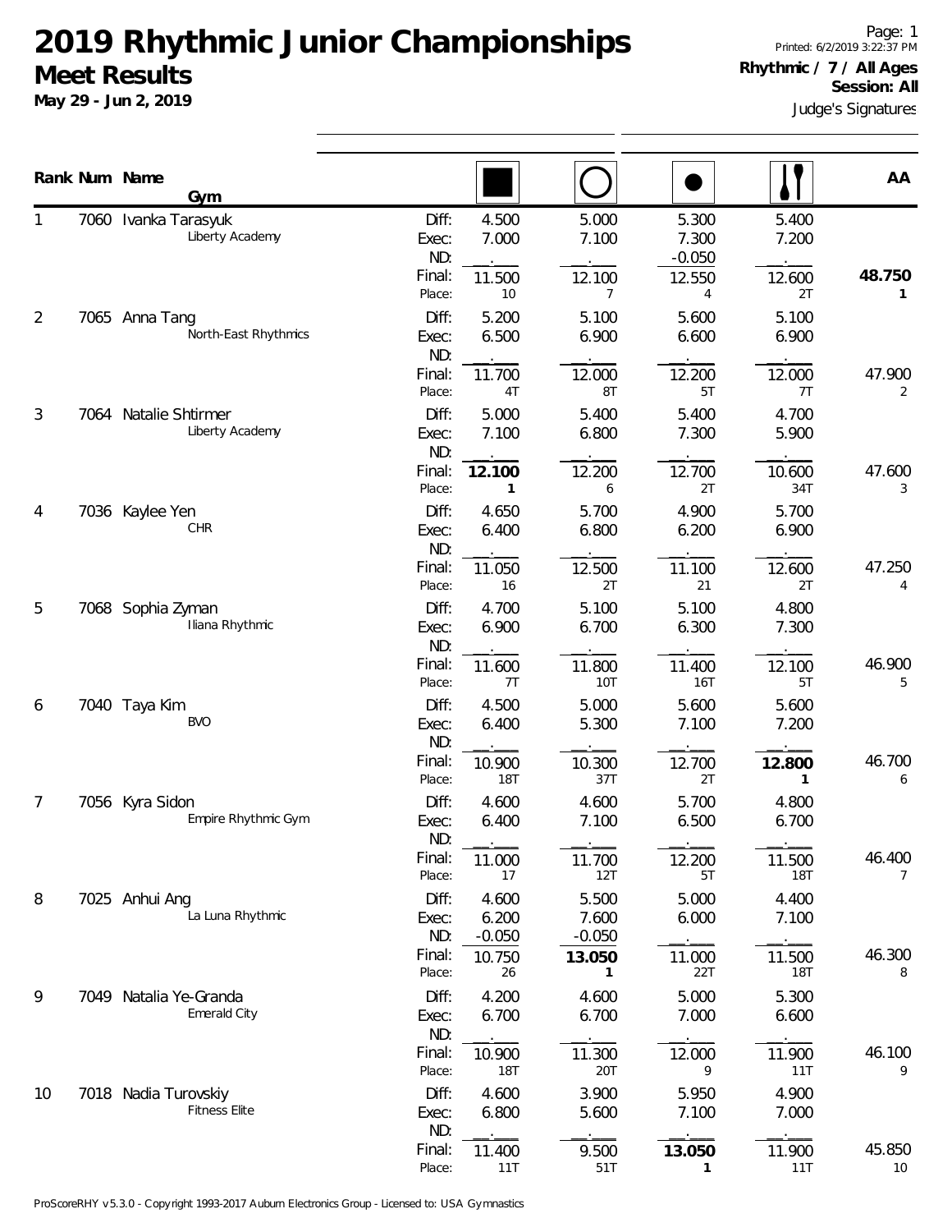# 2019 Rhythmic Junior Championships

## Meet Results

**May 29 - Jun 2, 2019**

Printed: 6/2/2019 3:22:37 PM

**Rhythmic / 7 / All Ages**

**Session: All**

Judge's Signatures

| Rank | Num | Name / Gym | | Rope | Hoop | Ball | Clubs | AA |
|---|---|---|---|---|---|---|---|---|
| 1 | 7060 | Ivanka Tarasyuk<br>Liberty Academy | Diff: | 4.500 | 5.000 | 5.300 | 5.400 | |
| | | | Exec: | 7.000 | 7.100 | 7.300 | 7.200 | |
| | | | ND: | . | . | -0.050 | . | |
| | | | Final: | 11.500 | 12.100 | 12.550 | 12.600 | **48.750** |
| | | | Place: | 10 | 7 | 4 | 2T | **1** |
| 2 | 7065 | Anna Tang<br>North-East Rhythmics | Diff: | 5.200 | 5.100 | 5.600 | 5.100 | |
| | | | Exec: | 6.500 | 6.900 | 6.600 | 6.900 | |
| | | | ND: | . | . | . | . | |
| | | | Final: | 11.700 | 12.000 | 12.200 | 12.000 | 47.900 |
| | | | Place: | 4T | 8T | 5T | 7T | 2 |
| 3 | 7064 | Natalie Shtirmer<br>Liberty Academy | Diff: | 5.000 | 5.400 | 5.400 | 4.700 | |
| | | | Exec: | 7.100 | 6.800 | 7.300 | 5.900 | |
| | | | ND: | . | . | . | . | |
| | | | Final: | **12.100** | 12.200 | 12.700 | 10.600 | 47.600 |
| | | | Place: | **1** | 6 | 2T | 34T | 3 |
| 4 | 7036 | Kaylee Yen<br>CHR | Diff: | 4.650 | 5.700 | 4.900 | 5.700 | |
| | | | Exec: | 6.400 | 6.800 | 6.200 | 6.900 | |
| | | | ND: | . | . | . | . | |
| | | | Final: | 11.050 | 12.500 | 11.100 | 12.600 | 47.250 |
| | | | Place: | 16 | 2T | 21 | 2T | 4 |
| 5 | 7068 | Sophia Zyman<br>Iliana Rhythmic | Diff: | 4.700 | 5.100 | 5.100 | 4.800 | |
| | | | Exec: | 6.900 | 6.700 | 6.300 | 7.300 | |
| | | | ND: | . | . | . | . | |
| | | | Final: | 11.600 | 11.800 | 11.400 | 12.100 | 46.900 |
| | | | Place: | 7T | 10T | 16T | 5T | 5 |
| 6 | 7040 | Taya Kim<br>BVO | Diff: | 4.500 | 5.000 | 5.600 | 5.600 | |
| | | | Exec: | 6.400 | 5.300 | 7.100 | 7.200 | |
| | | | ND: | . | . | . | . | |
| | | | Final: | 10.900 | 10.300 | 12.700 | **12.800** | 46.700 |
| | | | Place: | 18T | 37T | 2T | **1** | 6 |
| 7 | 7056 | Kyra Sidon<br>Empire Rhythmic Gym | Diff: | 4.600 | 4.600 | 5.700 | 4.800 | |
| | | | Exec: | 6.400 | 7.100 | 6.500 | 6.700 | |
| | | | ND: | . | . | . | . | |
| | | | Final: | 11.000 | 11.700 | 12.200 | 11.500 | 46.400 |
| | | | Place: | 17 | 12T | 5T | 18T | 7 |
| 8 | 7025 | Anhui Ang<br>La Luna Rhythmic | Diff: | 4.600 | 5.500 | 5.000 | 4.400 | |
| | | | Exec: | 6.200 | 7.600 | 6.000 | 7.100 | |
| | | | ND: | -0.050 | -0.050 | . | . | |
| | | | Final: | 10.750 | **13.050** | 11.000 | 11.500 | 46.300 |
| | | | Place: | 26 | **1** | 22T | 18T | 8 |
| 9 | 7049 | Natalia Ye-Granda<br>Emerald City | Diff: | 4.200 | 4.600 | 5.000 | 5.300 | |
| | | | Exec: | 6.700 | 6.700 | 7.000 | 6.600 | |
| | | | ND: | . | . | . | . | |
| | | | Final: | 10.900 | 11.300 | 12.000 | 11.900 | 46.100 |
| | | | Place: | 18T | 20T | 9 | 11T | 9 |
| 10 | 7018 | Nadia Turovskiy<br>Fitness Elite | Diff: | 4.600 | 3.900 | 5.950 | 4.900 | |
| | | | Exec: | 6.800 | 5.600 | 7.100 | 7.000 | |
| | | | ND: | . | . | . | . | |
| | | | Final: | 11.400 | 9.500 | **13.050** | 11.900 | 45.850 |
| | | | Place: | 11T | 51T | **1** | 11T | 10 |

ProScoreRHY v5.3.0 - Copyright 1993-2017 Auburn Electronics Group - Licensed to: USA Gymnastics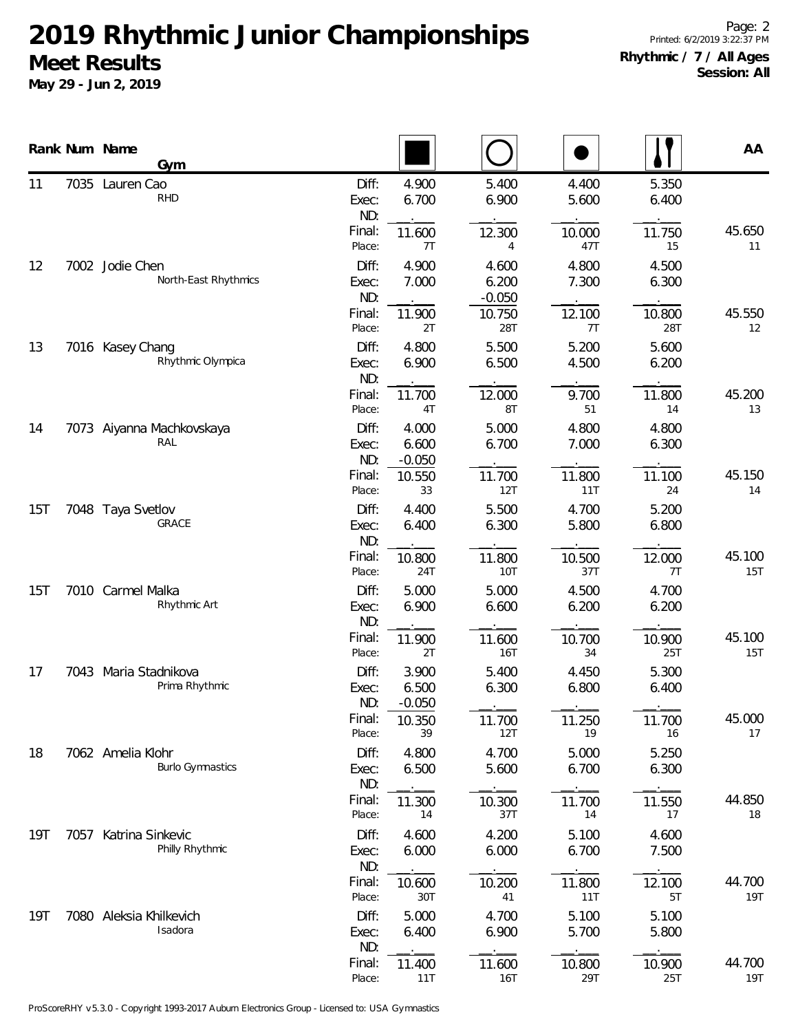# 2019 Rhythmic Junior Championships

## Meet Results

**May 29 - Jun 2, 2019**

Printed: 6/2/2019 3:22:37 PM

**Rhythmic / 7 / All Ages**
**Session: All**

| Rank | Num | Name / Gym | | Rope | Hoop | Ball | Clubs | AA |
|---|---|---|---|---|---|---|---|---|
| 11 | 7035 | Lauren Cao | Diff: | 4.900 | 5.400 | 4.400 | 5.350 | |
| | | RHD | Exec: | 6.700 | 6.900 | 5.600 | 6.400 | |
| | | | ND: | | | | | |
| | | | Final: | 11.600 | 12.300 | 10.000 | 11.750 | 45.650 |
| | | | Place: | 7T | 4 | 47T | 15 | 11 |
| 12 | 7002 | Jodie Chen | Diff: | 4.900 | 4.600 | 4.800 | 4.500 | |
| | | North-East Rhythmics | Exec: | 7.000 | 6.200 | 7.300 | 6.300 | |
| | | | ND: | | -0.050 | | | |
| | | | Final: | 11.900 | 10.750 | 12.100 | 10.800 | 45.550 |
| | | | Place: | 2T | 28T | 7T | 28T | 12 |
| 13 | 7016 | Kasey Chang | Diff: | 4.800 | 5.500 | 5.200 | 5.600 | |
| | | Rhythmic Olympica | Exec: | 6.900 | 6.500 | 4.500 | 6.200 | |
| | | | ND: | | | | | |
| | | | Final: | 11.700 | 12.000 | 9.700 | 11.800 | 45.200 |
| | | | Place: | 4T | 8T | 51 | 14 | 13 |
| 14 | 7073 | Aiyanna Machkovskaya | Diff: | 4.000 | 5.000 | 4.800 | 4.800 | |
| | | RAL | Exec: | 6.600 | 6.700 | 7.000 | 6.300 | |
| | | | ND: | -0.050 | | | | |
| | | | Final: | 10.550 | 11.700 | 11.800 | 11.100 | 45.150 |
| | | | Place: | 33 | 12T | 11T | 24 | 14 |
| 15T | 7048 | Taya Svetlov | Diff: | 4.400 | 5.500 | 4.700 | 5.200 | |
| | | GRACE | Exec: | 6.400 | 6.300 | 5.800 | 6.800 | |
| | | | ND: | | | | | |
| | | | Final: | 10.800 | 11.800 | 10.500 | 12.000 | 45.100 |
| | | | Place: | 24T | 10T | 37T | 7T | 15T |
| 15T | 7010 | Carmel Malka | Diff: | 5.000 | 5.000 | 4.500 | 4.700 | |
| | | Rhythmic Art | Exec: | 6.900 | 6.600 | 6.200 | 6.200 | |
| | | | ND: | | | | | |
| | | | Final: | 11.900 | 11.600 | 10.700 | 10.900 | 45.100 |
| | | | Place: | 2T | 16T | 34 | 25T | 15T |
| 17 | 7043 | Maria Stadnikova | Diff: | 3.900 | 5.400 | 4.450 | 5.300 | |
| | | Prima Rhythmic | Exec: | 6.500 | 6.300 | 6.800 | 6.400 | |
| | | | ND: | -0.050 | | | | |
| | | | Final: | 10.350 | 11.700 | 11.250 | 11.700 | 45.000 |
| | | | Place: | 39 | 12T | 19 | 16 | 17 |
| 18 | 7062 | Amelia Klohr | Diff: | 4.800 | 4.700 | 5.000 | 5.250 | |
| | | Burlo Gymnastics | Exec: | 6.500 | 5.600 | 6.700 | 6.300 | |
| | | | ND: | | | | | |
| | | | Final: | 11.300 | 10.300 | 11.700 | 11.550 | 44.850 |
| | | | Place: | 14 | 37T | 14 | 17 | 18 |
| 19T | 7057 | Katrina Sinkevic | Diff: | 4.600 | 4.200 | 5.100 | 4.600 | |
| | | Philly Rhythmic | Exec: | 6.000 | 6.000 | 6.700 | 7.500 | |
| | | | ND: | | | | | |
| | | | Final: | 10.600 | 10.200 | 11.800 | 12.100 | 44.700 |
| | | | Place: | 30T | 41 | 11T | 5T | 19T |
| 19T | 7080 | Aleksia Khilkevich | Diff: | 5.000 | 4.700 | 5.100 | 5.100 | |
| | | Isadora | Exec: | 6.400 | 6.900 | 5.700 | 5.800 | |
| | | | ND: | | | | | |
| | | | Final: | 11.400 | 11.600 | 10.800 | 10.900 | 44.700 |
| | | | Place: | 11T | 16T | 29T | 25T | 19T |

ProScoreRHY v5.3.0 - Copyright 1993-2017 Auburn Electronics Group - Licensed to: USA Gymnastics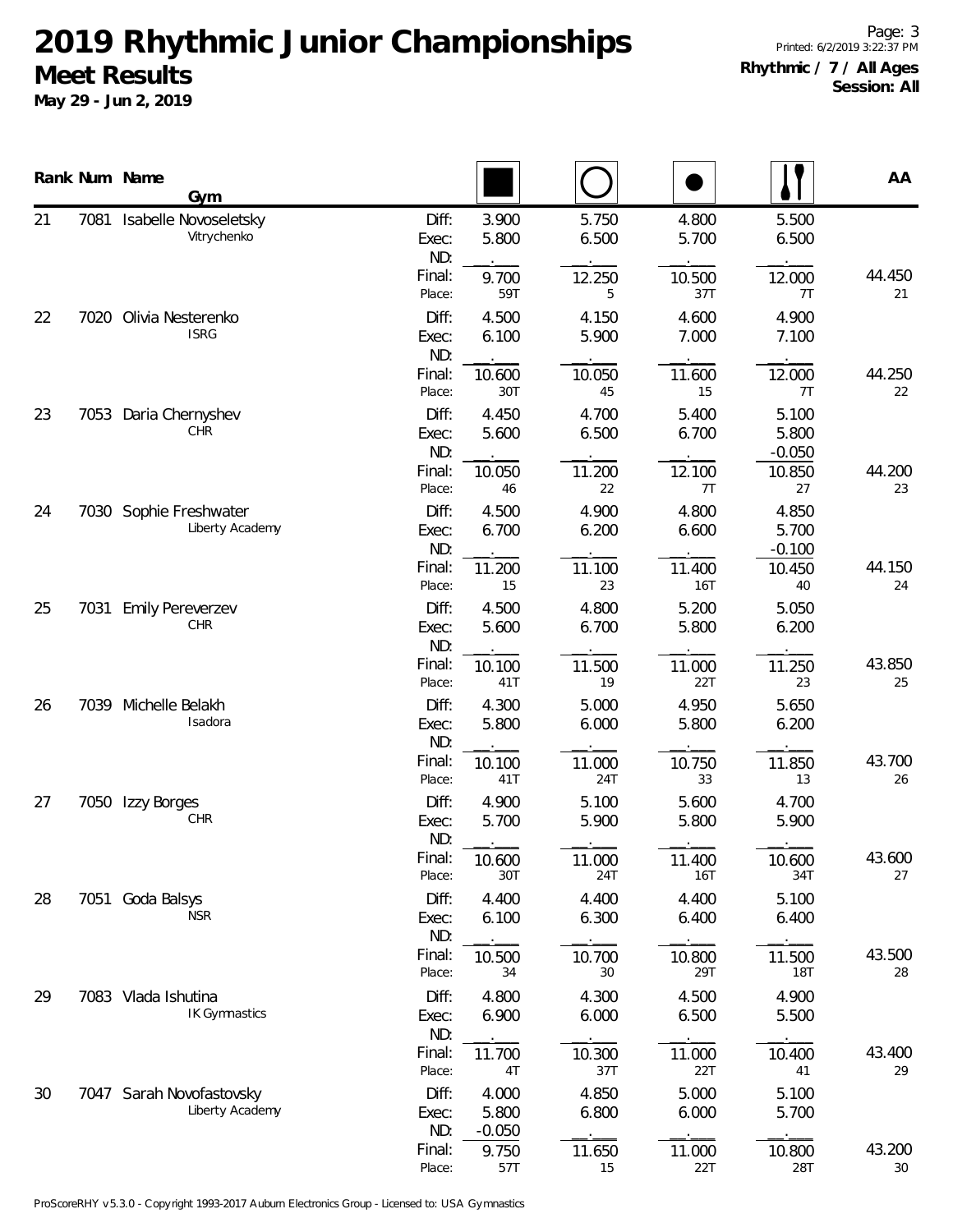# 2019 Rhythmic Junior Championships

## Meet Results

**May 29 - Jun 2, 2019**

Printed: 6/2/2019 3:22:37 PM

**Rhythmic / 7 / All Ages**
**Session: All**

| Rank | Num | Name / Gym | | Rope | Hoop | Ball | Clubs | AA |
|---|---|---|---|---|---|---|---|---|
| 21 | 7081 | Isabelle Novoseletsky | Diff: | 3.900 | 5.750 | 4.800 | 5.500 | |
| | | Vitrychenko | Exec: | 5.800 | 6.500 | 5.700 | 6.500 | |
| | | | ND: | | | | | |
| | | | Final: | 9.700 | 12.250 | 10.500 | 12.000 | 44.450 |
| | | | Place: | 59T | 5 | 37T | 7T | 21 |
| 22 | 7020 | Olivia Nesterenko | Diff: | 4.500 | 4.150 | 4.600 | 4.900 | |
| | | ISRG | Exec: | 6.100 | 5.900 | 7.000 | 7.100 | |
| | | | ND: | | | | | |
| | | | Final: | 10.600 | 10.050 | 11.600 | 12.000 | 44.250 |
| | | | Place: | 30T | 45 | 15 | 7T | 22 |
| 23 | 7053 | Daria Chernyshev | Diff: | 4.450 | 4.700 | 5.400 | 5.100 | |
| | | CHR | Exec: | 5.600 | 6.500 | 6.700 | 5.800 | |
| | | | ND: | | | | -0.050 | |
| | | | Final: | 10.050 | 11.200 | 12.100 | 10.850 | 44.200 |
| | | | Place: | 46 | 22 | 7T | 27 | 23 |
| 24 | 7030 | Sophie Freshwater | Diff: | 4.500 | 4.900 | 4.800 | 4.850 | |
| | | Liberty Academy | Exec: | 6.700 | 6.200 | 6.600 | 5.700 | |
| | | | ND: | | | | -0.100 | |
| | | | Final: | 11.200 | 11.100 | 11.400 | 10.450 | 44.150 |
| | | | Place: | 15 | 23 | 16T | 40 | 24 |
| 25 | 7031 | Emily Pereverzev | Diff: | 4.500 | 4.800 | 5.200 | 5.050 | |
| | | CHR | Exec: | 5.600 | 6.700 | 5.800 | 6.200 | |
| | | | ND: | | | | | |
| | | | Final: | 10.100 | 11.500 | 11.000 | 11.250 | 43.850 |
| | | | Place: | 41T | 19 | 22T | 23 | 25 |
| 26 | 7039 | Michelle Belakh | Diff: | 4.300 | 5.000 | 4.950 | 5.650 | |
| | | Isadora | Exec: | 5.800 | 6.000 | 5.800 | 6.200 | |
| | | | ND: | | | | | |
| | | | Final: | 10.100 | 11.000 | 10.750 | 11.850 | 43.700 |
| | | | Place: | 41T | 24T | 33 | 13 | 26 |
| 27 | 7050 | Izzy Borges | Diff: | 4.900 | 5.100 | 5.600 | 4.700 | |
| | | CHR | Exec: | 5.700 | 5.900 | 5.800 | 5.900 | |
| | | | ND: | | | | | |
| | | | Final: | 10.600 | 11.000 | 11.400 | 10.600 | 43.600 |
| | | | Place: | 30T | 24T | 16T | 34T | 27 |
| 28 | 7051 | Goda Balsys | Diff: | 4.400 | 4.400 | 4.400 | 5.100 | |
| | | NSR | Exec: | 6.100 | 6.300 | 6.400 | 6.400 | |
| | | | ND: | | | | | |
| | | | Final: | 10.500 | 10.700 | 10.800 | 11.500 | 43.500 |
| | | | Place: | 34 | 30 | 29T | 18T | 28 |
| 29 | 7083 | Vlada Ishutina | Diff: | 4.800 | 4.300 | 4.500 | 4.900 | |
| | | IK Gymnastics | Exec: | 6.900 | 6.000 | 6.500 | 5.500 | |
| | | | ND: | | | | | |
| | | | Final: | 11.700 | 10.300 | 11.000 | 10.400 | 43.400 |
| | | | Place: | 4T | 37T | 22T | 41 | 29 |
| 30 | 7047 | Sarah Novofastovsky | Diff: | 4.000 | 4.850 | 5.000 | 5.100 | |
| | | Liberty Academy | Exec: | 5.800 | 6.800 | 6.000 | 5.700 | |
| | | | ND: | -0.050 | | | | |
| | | | Final: | 9.750 | 11.650 | 11.000 | 10.800 | 43.200 |
| | | | Place: | 57T | 15 | 22T | 28T | 30 |

ProScoreRHY v5.3.0 - Copyright 1993-2017 Auburn Electronics Group - Licensed to: USA Gymnastics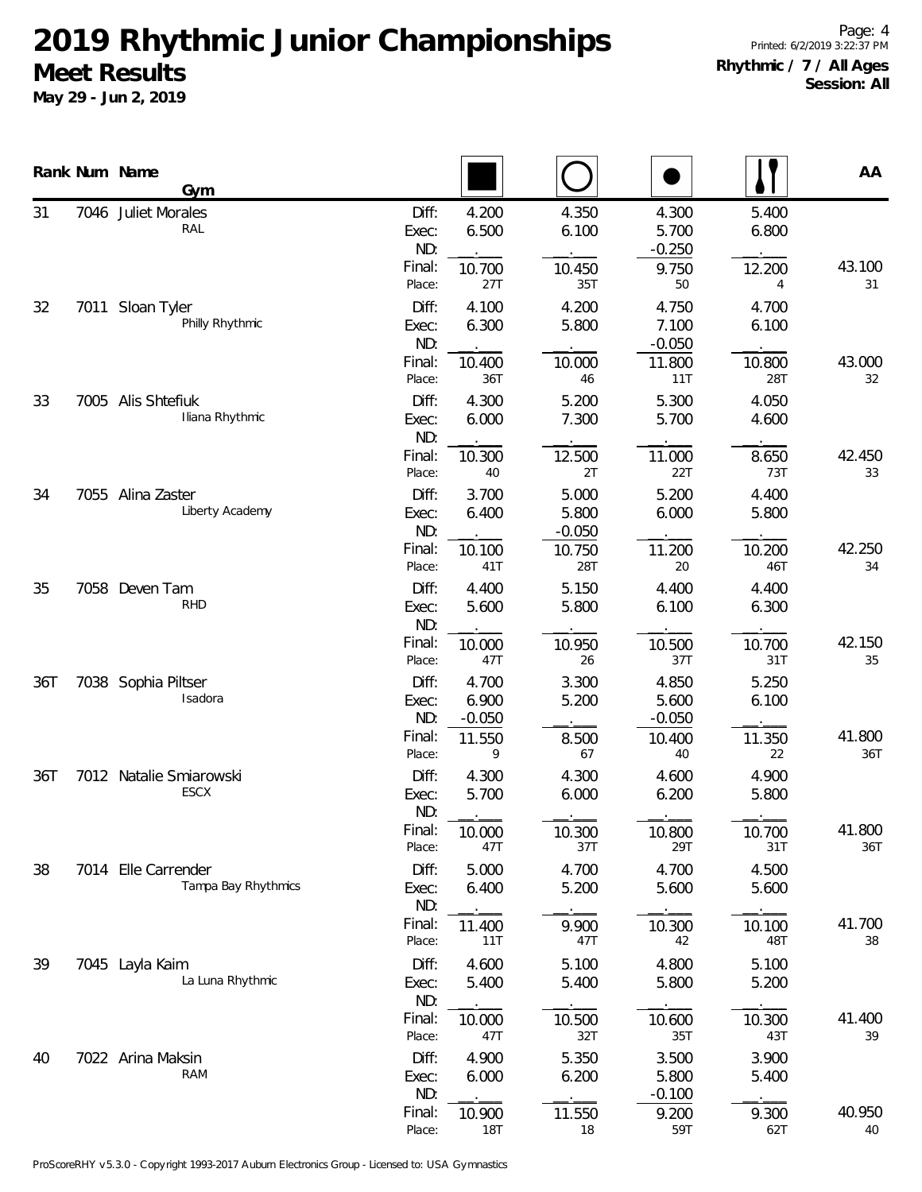# 2019 Rhythmic Junior Championships

## Meet Results

**May 29 - Jun 2, 2019**

**Rhythmic / 7 / All Ages**
**Session: All**

| Rank | Num | Name / Gym | | Rope | Hoop | Ball | Clubs | AA |
|---|---|---|---|---|---|---|---|---|
| 31 | 7046 | Juliet Morales | Diff: | 4.200 | 4.350 | 4.300 | 5.400 | |
| | | RAL | Exec: | 6.500 | 6.100 | 5.700 | 6.800 | |
| | | | ND: | . | . | -0.250 | . | |
| | | | Final: | 10.700 | 10.450 | 9.750 | 12.200 | 43.100 |
| | | | Place: | 27T | 35T | 50 | 4 | 31 |
| 32 | 7011 | Sloan Tyler | Diff: | 4.100 | 4.200 | 4.750 | 4.700 | |
| | | Philly Rhythmic | Exec: | 6.300 | 5.800 | 7.100 | 6.100 | |
| | | | ND: | . | . | -0.050 | . | |
| | | | Final: | 10.400 | 10.000 | 11.800 | 10.800 | 43.000 |
| | | | Place: | 36T | 46 | 11T | 28T | 32 |
| 33 | 7005 | Alis Shtefiuk | Diff: | 4.300 | 5.200 | 5.300 | 4.050 | |
| | | Iliana Rhythmic | Exec: | 6.000 | 7.300 | 5.700 | 4.600 | |
| | | | ND: | . | . | . | . | |
| | | | Final: | 10.300 | 12.500 | 11.000 | 8.650 | 42.450 |
| | | | Place: | 40 | 2T | 22T | 73T | 33 |
| 34 | 7055 | Alina Zaster | Diff: | 3.700 | 5.000 | 5.200 | 4.400 | |
| | | Liberty Academy | Exec: | 6.400 | 5.800 | 6.000 | 5.800 | |
| | | | ND: | . | -0.050 | . | . | |
| | | | Final: | 10.100 | 10.750 | 11.200 | 10.200 | 42.250 |
| | | | Place: | 41T | 28T | 20 | 46T | 34 |
| 35 | 7058 | Deven Tam | Diff: | 4.400 | 5.150 | 4.400 | 4.400 | |
| | | RHD | Exec: | 5.600 | 5.800 | 6.100 | 6.300 | |
| | | | ND: | . | . | . | . | |
| | | | Final: | 10.000 | 10.950 | 10.500 | 10.700 | 42.150 |
| | | | Place: | 47T | 26 | 37T | 31T | 35 |
| 36T | 7038 | Sophia Piltser | Diff: | 4.700 | 3.300 | 4.850 | 5.250 | |
| | | Isadora | Exec: | 6.900 | 5.200 | 5.600 | 6.100 | |
| | | | ND: | -0.050 | . | -0.050 | . | |
| | | | Final: | 11.550 | 8.500 | 10.400 | 11.350 | 41.800 |
| | | | Place: | 9 | 67 | 40 | 22 | 36T |
| 36T | 7012 | Natalie Smiarowski | Diff: | 4.300 | 4.300 | 4.600 | 4.900 | |
| | | ESCX | Exec: | 5.700 | 6.000 | 6.200 | 5.800 | |
| | | | ND: | . | . | . | . | |
| | | | Final: | 10.000 | 10.300 | 10.800 | 10.700 | 41.800 |
| | | | Place: | 47T | 37T | 29T | 31T | 36T |
| 38 | 7014 | Elle Carrender | Diff: | 5.000 | 4.700 | 4.700 | 4.500 | |
| | | Tampa Bay Rhythmics | Exec: | 6.400 | 5.200 | 5.600 | 5.600 | |
| | | | ND: | . | . | . | . | |
| | | | Final: | 11.400 | 9.900 | 10.300 | 10.100 | 41.700 |
| | | | Place: | 11T | 47T | 42 | 48T | 38 |
| 39 | 7045 | Layla Kaim | Diff: | 4.600 | 5.100 | 4.800 | 5.100 | |
| | | La Luna Rhythmic | Exec: | 5.400 | 5.400 | 5.800 | 5.200 | |
| | | | ND: | . | . | . | . | |
| | | | Final: | 10.000 | 10.500 | 10.600 | 10.300 | 41.400 |
| | | | Place: | 47T | 32T | 35T | 43T | 39 |
| 40 | 7022 | Arina Maksin | Diff: | 4.900 | 5.350 | 3.500 | 3.900 | |
| | | RAM | Exec: | 6.000 | 6.200 | 5.800 | 5.400 | |
| | | | ND: | . | . | -0.100 | . | |
| | | | Final: | 10.900 | 11.550 | 9.200 | 9.300 | 40.950 |
| | | | Place: | 18T | 18 | 59T | 62T | 40 |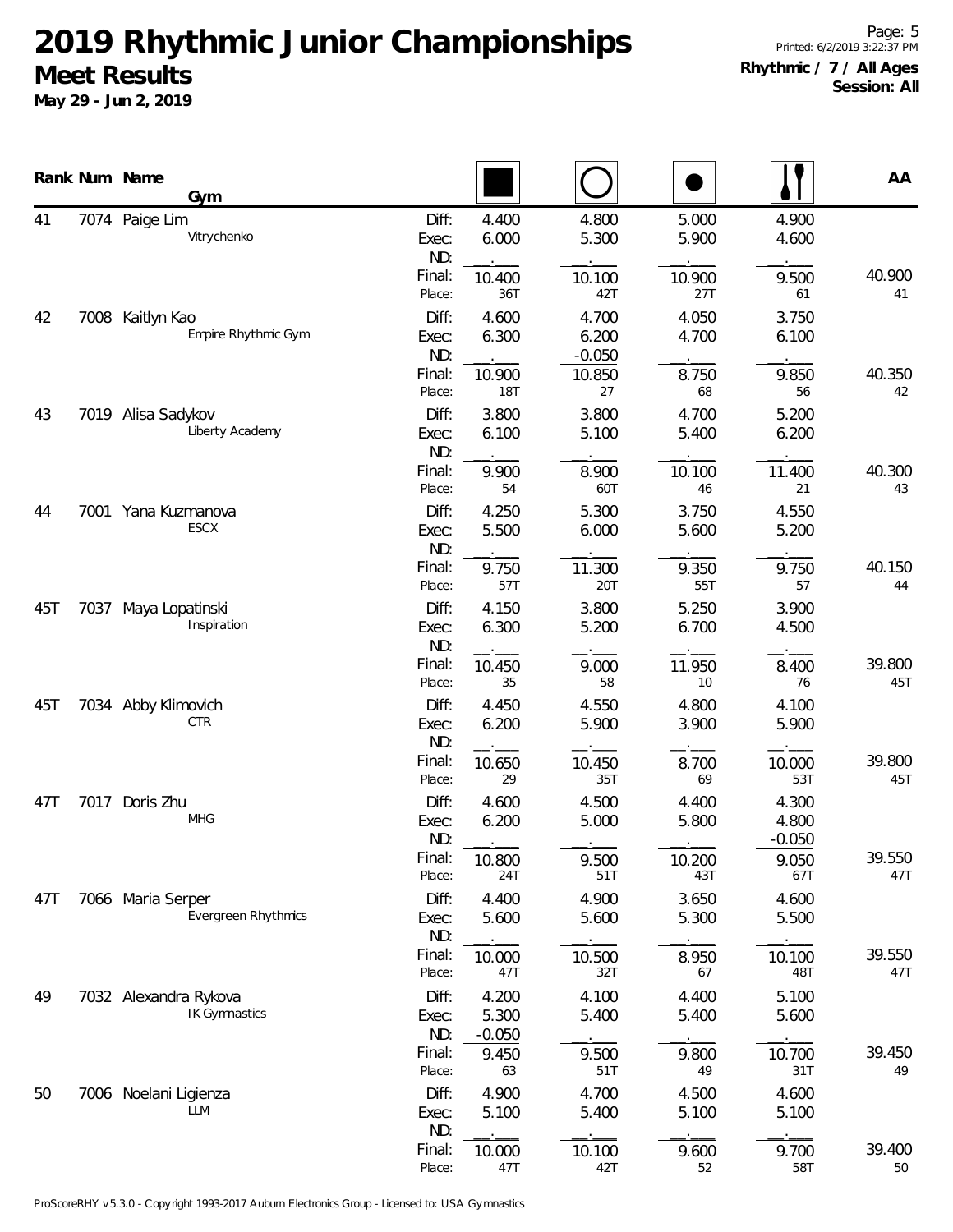# 2019 Rhythmic Junior Championships

## Meet Results

**May 29 - Jun 2, 2019**

**Rhythmic / 7 / All Ages**
**Session: All**

| Rank | Num | Name / Gym | | Rope | Hoop | Ball | Clubs | AA |
|---|---|---|---|---|---|---|---|---|
| 41 | 7074 | Paige Lim | Diff: | 4.400 | 4.800 | 5.000 | 4.900 | |
| | | Vitrychenko | Exec: | 6.000 | 5.300 | 5.900 | 4.600 | |
| | | | ND: | . | . | . | . | |
| | | | Final: | 10.400 | 10.100 | 10.900 | 9.500 | 40.900 |
| | | | Place: | 36T | 42T | 27T | 61 | 41 |
| 42 | 7008 | Kaitlyn Kao | Diff: | 4.600 | 4.700 | 4.050 | 3.750 | |
| | | Empire Rhythmic Gym | Exec: | 6.300 | 6.200 | 4.700 | 6.100 | |
| | | | ND: | . | -0.050 | . | . | |
| | | | Final: | 10.900 | 10.850 | 8.750 | 9.850 | 40.350 |
| | | | Place: | 18T | 27 | 68 | 56 | 42 |
| 43 | 7019 | Alisa Sadykov | Diff: | 3.800 | 3.800 | 4.700 | 5.200 | |
| | | Liberty Academy | Exec: | 6.100 | 5.100 | 5.400 | 6.200 | |
| | | | ND: | . | . | . | . | |
| | | | Final: | 9.900 | 8.900 | 10.100 | 11.400 | 40.300 |
| | | | Place: | 54 | 60T | 46 | 21 | 43 |
| 44 | 7001 | Yana Kuzmanova | Diff: | 4.250 | 5.300 | 3.750 | 4.550 | |
| | | ESCX | Exec: | 5.500 | 6.000 | 5.600 | 5.200 | |
| | | | ND: | . | . | . | . | |
| | | | Final: | 9.750 | 11.300 | 9.350 | 9.750 | 40.150 |
| | | | Place: | 57T | 20T | 55T | 57 | 44 |
| 45T | 7037 | Maya Lopatinski | Diff: | 4.150 | 3.800 | 5.250 | 3.900 | |
| | | Inspiration | Exec: | 6.300 | 5.200 | 6.700 | 4.500 | |
| | | | ND: | . | . | . | . | |
| | | | Final: | 10.450 | 9.000 | 11.950 | 8.400 | 39.800 |
| | | | Place: | 35 | 58 | 10 | 76 | 45T |
| 45T | 7034 | Abby Klimovich | Diff: | 4.450 | 4.550 | 4.800 | 4.100 | |
| | | CTR | Exec: | 6.200 | 5.900 | 3.900 | 5.900 | |
| | | | ND: | . | . | . | . | |
| | | | Final: | 10.650 | 10.450 | 8.700 | 10.000 | 39.800 |
| | | | Place: | 29 | 35T | 69 | 53T | 45T |
| 47T | 7017 | Doris Zhu | Diff: | 4.600 | 4.500 | 4.400 | 4.300 | |
| | | MHG | Exec: | 6.200 | 5.000 | 5.800 | 4.800 | |
| | | | ND: | . | . | . | -0.050 | |
| | | | Final: | 10.800 | 9.500 | 10.200 | 9.050 | 39.550 |
| | | | Place: | 24T | 51T | 43T | 67T | 47T |
| 47T | 7066 | Maria Serper | Diff: | 4.400 | 4.900 | 3.650 | 4.600 | |
| | | Evergreen Rhythmics | Exec: | 5.600 | 5.600 | 5.300 | 5.500 | |
| | | | ND: | . | . | . | . | |
| | | | Final: | 10.000 | 10.500 | 8.950 | 10.100 | 39.550 |
| | | | Place: | 47T | 32T | 67 | 48T | 47T |
| 49 | 7032 | Alexandra Rykova | Diff: | 4.200 | 4.100 | 4.400 | 5.100 | |
| | | IK Gymnastics | Exec: | 5.300 | 5.400 | 5.400 | 5.600 | |
| | | | ND: | -0.050 | . | . | . | |
| | | | Final: | 9.450 | 9.500 | 9.800 | 10.700 | 39.450 |
| | | | Place: | 63 | 51T | 49 | 31T | 49 |
| 50 | 7006 | Noelani Ligienza | Diff: | 4.900 | 4.700 | 4.500 | 4.600 | |
| | | LLM | Exec: | 5.100 | 5.400 | 5.100 | 5.100 | |
| | | | ND: | . | . | . | . | |
| | | | Final: | 10.000 | 10.100 | 9.600 | 9.700 | 39.400 |
| | | | Place: | 47T | 42T | 52 | 58T | 50 |

ProScoreRHY v5.3.0 - Copyright 1993-2017 Auburn Electronics Group - Licensed to: USA Gymnastics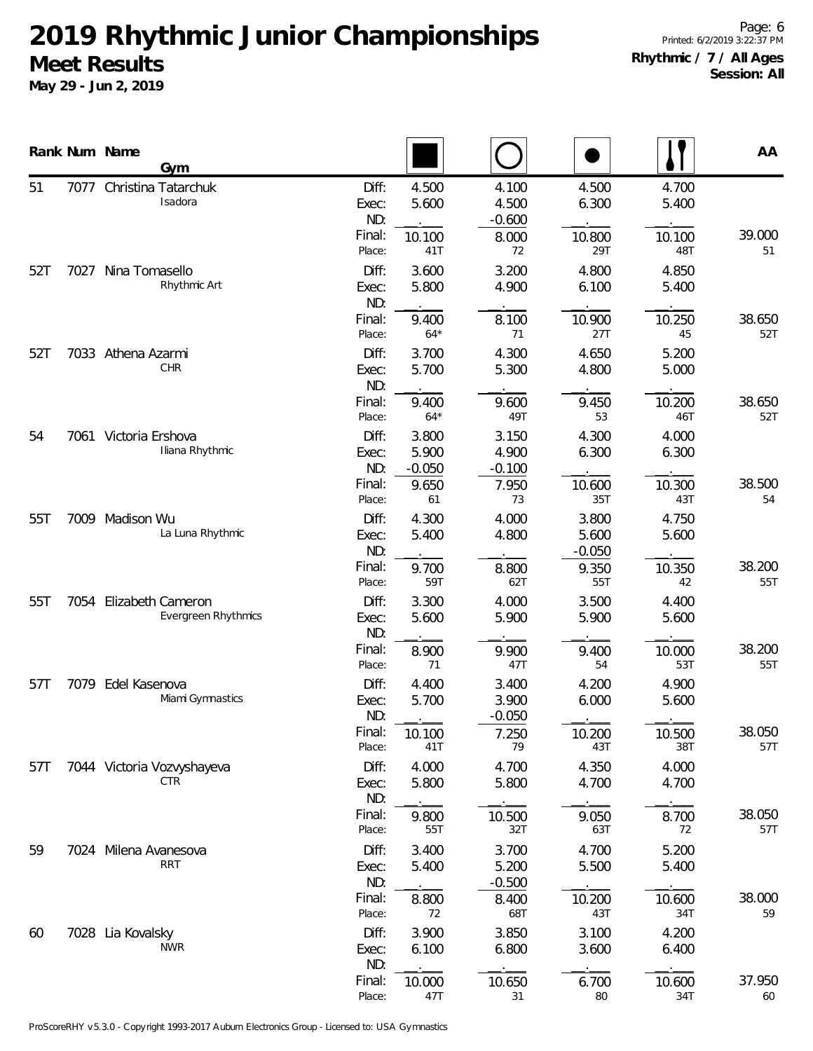# 2019 Rhythmic Junior Championships

## Meet Results

**May 29 - Jun 2, 2019**

**Rhythmic / 7 / All Ages**
**Session: All**

| Rank | Num | Name / Gym | | Rope | Hoop | Ball | Clubs | AA |
|---|---|---|---|---|---|---|---|---|
| 51 | 7077 | Christina Tatarchuk<br>Isadora | Diff: | 4.500 | 4.100 | 4.500 | 4.700 | |
| | | | Exec: | 5.600 | 4.500 | 6.300 | 5.400 | |
| | | | ND: | . | -0.600 | . | . | |
| | | | Final: | 10.100 | 8.000 | 10.800 | 10.100 | 39.000 |
| | | | Place: | 41T | 72 | 29T | 48T | 51 |
| 52T | 7027 | Nina Tomasello<br>Rhythmic Art | Diff: | 3.600 | 3.200 | 4.800 | 4.850 | |
| | | | Exec: | 5.800 | 4.900 | 6.100 | 5.400 | |
| | | | ND: | . | . | . | . | |
| | | | Final: | 9.400 | 8.100 | 10.900 | 10.250 | 38.650 |
| | | | Place: | 64* | 71 | 27T | 45 | 52T |
| 52T | 7033 | Athena Azarmi<br>CHR | Diff: | 3.700 | 4.300 | 4.650 | 5.200 | |
| | | | Exec: | 5.700 | 5.300 | 4.800 | 5.000 | |
| | | | ND: | . | . | . | . | |
| | | | Final: | 9.400 | 9.600 | 9.450 | 10.200 | 38.650 |
| | | | Place: | 64* | 49T | 53 | 46T | 52T |
| 54 | 7061 | Victoria Ershova<br>Iliana Rhythmic | Diff: | 3.800 | 3.150 | 4.300 | 4.000 | |
| | | | Exec: | 5.900 | 4.900 | 6.300 | 6.300 | |
| | | | ND: | -0.050 | -0.100 | . | . | |
| | | | Final: | 9.650 | 7.950 | 10.600 | 10.300 | 38.500 |
| | | | Place: | 61 | 73 | 35T | 43T | 54 |
| 55T | 7009 | Madison Wu<br>La Luna Rhythmic | Diff: | 4.300 | 4.000 | 3.800 | 4.750 | |
| | | | Exec: | 5.400 | 4.800 | 5.600 | 5.600 | |
| | | | ND: | . | . | -0.050 | . | |
| | | | Final: | 9.700 | 8.800 | 9.350 | 10.350 | 38.200 |
| | | | Place: | 59T | 62T | 55T | 42 | 55T |
| 55T | 7054 | Elizabeth Cameron<br>Evergreen Rhythmics | Diff: | 3.300 | 4.000 | 3.500 | 4.400 | |
| | | | Exec: | 5.600 | 5.900 | 5.900 | 5.600 | |
| | | | ND: | . | . | . | . | |
| | | | Final: | 8.900 | 9.900 | 9.400 | 10.000 | 38.200 |
| | | | Place: | 71 | 47T | 54 | 53T | 55T |
| 57T | 7079 | Edel Kasenova<br>Miami Gymnastics | Diff: | 4.400 | 3.400 | 4.200 | 4.900 | |
| | | | Exec: | 5.700 | 3.900 | 6.000 | 5.600 | |
| | | | ND: | . | -0.050 | . | . | |
| | | | Final: | 10.100 | 7.250 | 10.200 | 10.500 | 38.050 |
| | | | Place: | 41T | 79 | 43T | 38T | 57T |
| 57T | 7044 | Victoria Vozvyshayeva<br>CTR | Diff: | 4.000 | 4.700 | 4.350 | 4.000 | |
| | | | Exec: | 5.800 | 5.800 | 4.700 | 4.700 | |
| | | | ND: | . | . | . | . | |
| | | | Final: | 9.800 | 10.500 | 9.050 | 8.700 | 38.050 |
| | | | Place: | 55T | 32T | 63T | 72 | 57T |
| 59 | 7024 | Milena Avanesova<br>RRT | Diff: | 3.400 | 3.700 | 4.700 | 5.200 | |
| | | | Exec: | 5.400 | 5.200 | 5.500 | 5.400 | |
| | | | ND: | . | -0.500 | . | . | |
| | | | Final: | 8.800 | 8.400 | 10.200 | 10.600 | 38.000 |
| | | | Place: | 72 | 68T | 43T | 34T | 59 |
| 60 | 7028 | Lia Kovalsky<br>NWR | Diff: | 3.900 | 3.850 | 3.100 | 4.200 | |
| | | | Exec: | 6.100 | 6.800 | 3.600 | 6.400 | |
| | | | ND: | . | . | . | . | |
| | | | Final: | 10.000 | 10.650 | 6.700 | 10.600 | 37.950 |
| | | | Place: | 47T | 31 | 80 | 34T | 60 |

ProScoreRHY v5.3.0 - Copyright 1993-2017 Auburn Electronics Group - Licensed to: USA Gymnastics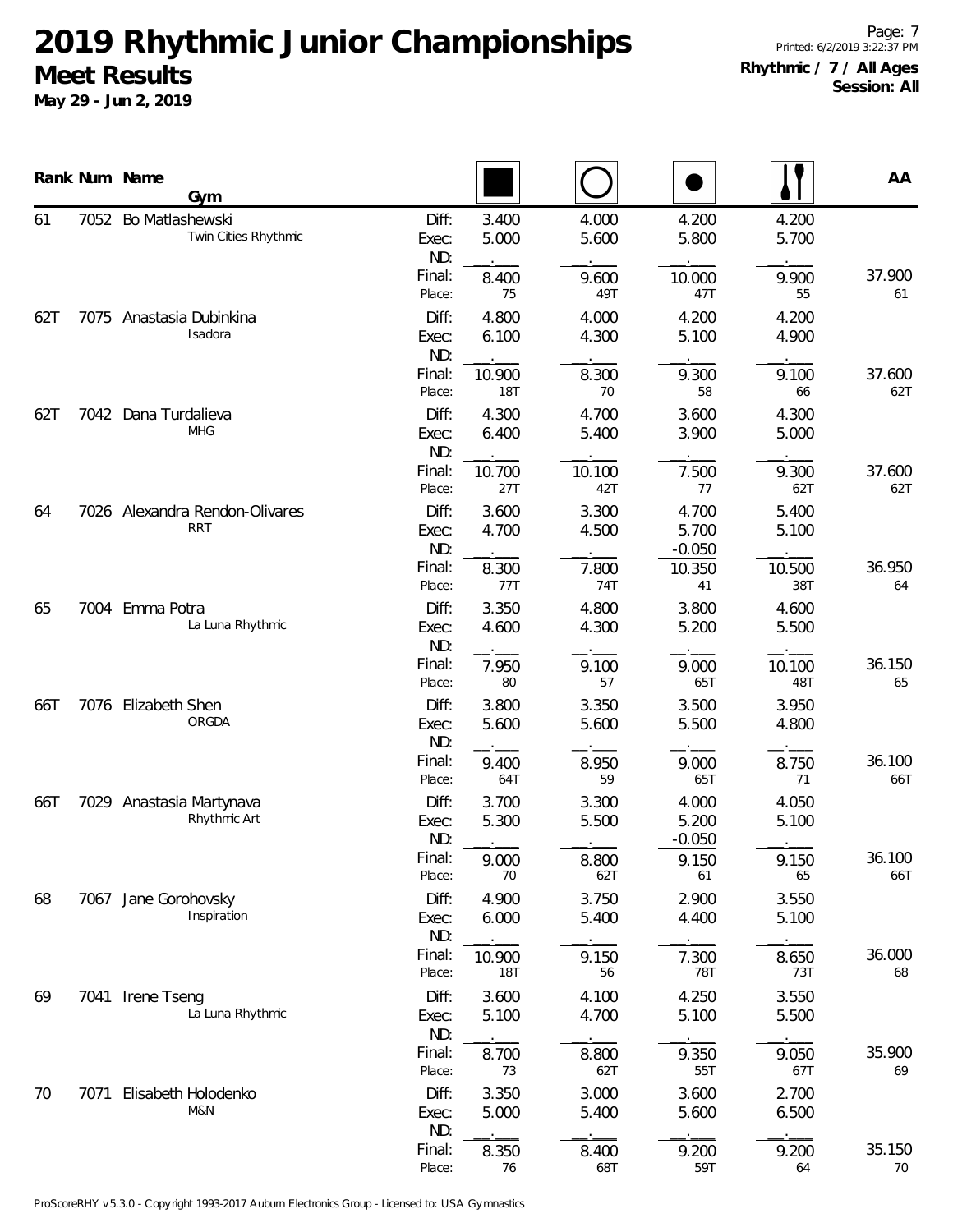# 2019 Rhythmic Junior Championships

**Meet Results**

**May 29 - Jun 2, 2019**

**Rhythmic / 7 / All Ages**
**Session: All**

| Rank | Num | Name / Gym | | Rope | Hoop | Ball | Clubs | AA |
|---|---|---|---|---|---|---|---|---|
| 61 | 7052 | Bo Matlashewski<br>Twin Cities Rhythmic | Diff: | 3.400 | 4.000 | 4.200 | 4.200 | |
| | | | Exec: | 5.000 | 5.600 | 5.800 | 5.700 | |
| | | | ND: | . | . | . | . | |
| | | | Final: | 8.400 | 9.600 | 10.000 | 9.900 | 37.900 |
| | | | Place: | 75 | 49T | 47T | 55 | 61 |
| 62T | 7075 | Anastasia Dubinkina<br>Isadora | Diff: | 4.800 | 4.000 | 4.200 | 4.200 | |
| | | | Exec: | 6.100 | 4.300 | 5.100 | 4.900 | |
| | | | ND: | . | . | . | . | |
| | | | Final: | 10.900 | 8.300 | 9.300 | 9.100 | 37.600 |
| | | | Place: | 18T | 70 | 58 | 66 | 62T |
| 62T | 7042 | Dana Turdalieva<br>MHG | Diff: | 4.300 | 4.700 | 3.600 | 4.300 | |
| | | | Exec: | 6.400 | 5.400 | 3.900 | 5.000 | |
| | | | ND: | . | . | . | . | |
| | | | Final: | 10.700 | 10.100 | 7.500 | 9.300 | 37.600 |
| | | | Place: | 27T | 42T | 77 | 62T | 62T |
| 64 | 7026 | Alexandra Rendon-Olivares<br>RRT | Diff: | 3.600 | 3.300 | 4.700 | 5.400 | |
| | | | Exec: | 4.700 | 4.500 | 5.700 | 5.100 | |
| | | | ND: | . | . | -0.050 | . | |
| | | | Final: | 8.300 | 7.800 | 10.350 | 10.500 | 36.950 |
| | | | Place: | 77T | 74T | 41 | 38T | 64 |
| 65 | 7004 | Emma Potra<br>La Luna Rhythmic | Diff: | 3.350 | 4.800 | 3.800 | 4.600 | |
| | | | Exec: | 4.600 | 4.300 | 5.200 | 5.500 | |
| | | | ND: | . | . | . | . | |
| | | | Final: | 7.950 | 9.100 | 9.000 | 10.100 | 36.150 |
| | | | Place: | 80 | 57 | 65T | 48T | 65 |
| 66T | 7076 | Elizabeth Shen<br>ORGDA | Diff: | 3.800 | 3.350 | 3.500 | 3.950 | |
| | | | Exec: | 5.600 | 5.600 | 5.500 | 4.800 | |
| | | | ND: | . | . | . | . | |
| | | | Final: | 9.400 | 8.950 | 9.000 | 8.750 | 36.100 |
| | | | Place: | 64T | 59 | 65T | 71 | 66T |
| 66T | 7029 | Anastasia Martynava<br>Rhythmic Art | Diff: | 3.700 | 3.300 | 4.000 | 4.050 | |
| | | | Exec: | 5.300 | 5.500 | 5.200 | 5.100 | |
| | | | ND: | . | . | -0.050 | . | |
| | | | Final: | 9.000 | 8.800 | 9.150 | 9.150 | 36.100 |
| | | | Place: | 70 | 62T | 61 | 65 | 66T |
| 68 | 7067 | Jane Gorohovsky<br>Inspiration | Diff: | 4.900 | 3.750 | 2.900 | 3.550 | |
| | | | Exec: | 6.000 | 5.400 | 4.400 | 5.100 | |
| | | | ND: | . | . | . | . | |
| | | | Final: | 10.900 | 9.150 | 7.300 | 8.650 | 36.000 |
| | | | Place: | 18T | 56 | 78T | 73T | 68 |
| 69 | 7041 | Irene Tseng<br>La Luna Rhythmic | Diff: | 3.600 | 4.100 | 4.250 | 3.550 | |
| | | | Exec: | 5.100 | 4.700 | 5.100 | 5.500 | |
| | | | ND: | . | . | . | . | |
| | | | Final: | 8.700 | 8.800 | 9.350 | 9.050 | 35.900 |
| | | | Place: | 73 | 62T | 55T | 67T | 69 |
| 70 | 7071 | Elisabeth Holodenko<br>M&N | Diff: | 3.350 | 3.000 | 3.600 | 2.700 | |
| | | | Exec: | 5.000 | 5.400 | 5.600 | 6.500 | |
| | | | ND: | . | . | . | . | |
| | | | Final: | 8.350 | 8.400 | 9.200 | 9.200 | 35.150 |
| | | | Place: | 76 | 68T | 59T | 64 | 70 |

ProScoreRHY v5.3.0 - Copyright 1993-2017 Auburn Electronics Group - Licensed to: USA Gymnastics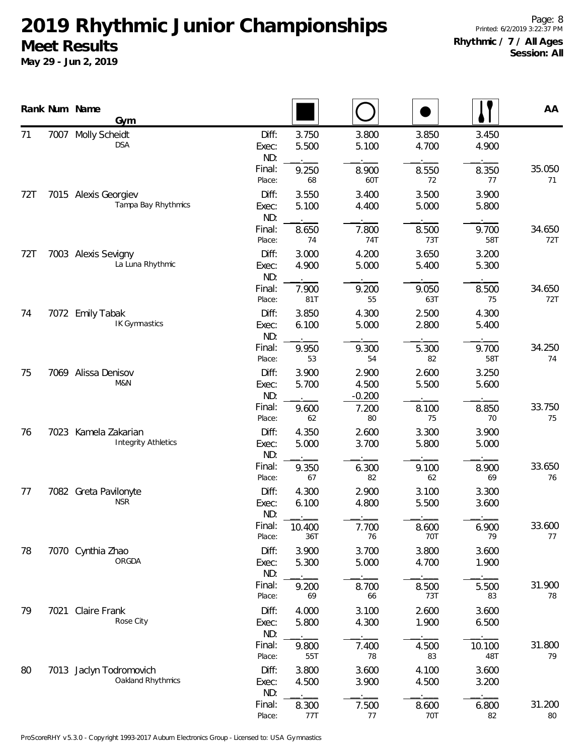# 2019 Rhythmic Junior Championships

## Meet Results

**May 29 - Jun 2, 2019**

Page: 8
Printed: 6/2/2019 3:22:37 PM

**Rhythmic / 7 / All Ages**
**Session: All**

| Rank | Num | Name / Gym | | Rope | Hoop | Ball | Clubs | AA |
|---|---|---|---|---|---|---|---|---|
| 71 | 7007 | Molly Scheidt | Diff: | 3.750 | 3.800 | 3.850 | 3.450 | |
| | | DSA | Exec: | 5.500 | 5.100 | 4.700 | 4.900 | |
| | | | ND: | | | | | |
| | | | Final: | 9.250 | 8.900 | 8.550 | 8.350 | 35.050 |
| | | | Place: | 68 | 60T | 72 | 77 | 71 |
| 72T | 7015 | Alexis Georgiev | Diff: | 3.550 | 3.400 | 3.500 | 3.900 | |
| | | Tampa Bay Rhythmics | Exec: | 5.100 | 4.400 | 5.000 | 5.800 | |
| | | | ND: | | | | | |
| | | | Final: | 8.650 | 7.800 | 8.500 | 9.700 | 34.650 |
| | | | Place: | 74 | 74T | 73T | 58T | 72T |
| 72T | 7003 | Alexis Sevigny | Diff: | 3.000 | 4.200 | 3.650 | 3.200 | |
| | | La Luna Rhythmic | Exec: | 4.900 | 5.000 | 5.400 | 5.300 | |
| | | | ND: | | | | | |
| | | | Final: | 7.900 | 9.200 | 9.050 | 8.500 | 34.650 |
| | | | Place: | 81T | 55 | 63T | 75 | 72T |
| 74 | 7072 | Emily Tabak | Diff: | 3.850 | 4.300 | 2.500 | 4.300 | |
| | | IK Gymnastics | Exec: | 6.100 | 5.000 | 2.800 | 5.400 | |
| | | | ND: | | | | | |
| | | | Final: | 9.950 | 9.300 | 5.300 | 9.700 | 34.250 |
| | | | Place: | 53 | 54 | 82 | 58T | 74 |
| 75 | 7069 | Alissa Denisov | Diff: | 3.900 | 2.900 | 2.600 | 3.250 | |
| | | M&N | Exec: | 5.700 | 4.500 | 5.500 | 5.600 | |
| | | | ND: | | -0.200 | | | |
| | | | Final: | 9.600 | 7.200 | 8.100 | 8.850 | 33.750 |
| | | | Place: | 62 | 80 | 75 | 70 | 75 |
| 76 | 7023 | Kamela Zakarian | Diff: | 4.350 | 2.600 | 3.300 | 3.900 | |
| | | Integrity Athletics | Exec: | 5.000 | 3.700 | 5.800 | 5.000 | |
| | | | ND: | | | | | |
| | | | Final: | 9.350 | 6.300 | 9.100 | 8.900 | 33.650 |
| | | | Place: | 67 | 82 | 62 | 69 | 76 |
| 77 | 7082 | Greta Pavilonyte | Diff: | 4.300 | 2.900 | 3.100 | 3.300 | |
| | | NSR | Exec: | 6.100 | 4.800 | 5.500 | 3.600 | |
| | | | ND: | | | | | |
| | | | Final: | 10.400 | 7.700 | 8.600 | 6.900 | 33.600 |
| | | | Place: | 36T | 76 | 70T | 79 | 77 |
| 78 | 7070 | Cynthia Zhao | Diff: | 3.900 | 3.700 | 3.800 | 3.600 | |
| | | ORGDA | Exec: | 5.300 | 5.000 | 4.700 | 1.900 | |
| | | | ND: | | | | | |
| | | | Final: | 9.200 | 8.700 | 8.500 | 5.500 | 31.900 |
| | | | Place: | 69 | 66 | 73T | 83 | 78 |
| 79 | 7021 | Claire Frank | Diff: | 4.000 | 3.100 | 2.600 | 3.600 | |
| | | Rose City | Exec: | 5.800 | 4.300 | 1.900 | 6.500 | |
| | | | ND: | | | | | |
| | | | Final: | 9.800 | 7.400 | 4.500 | 10.100 | 31.800 |
| | | | Place: | 55T | 78 | 83 | 48T | 79 |
| 80 | 7013 | Jaclyn Todromovich | Diff: | 3.800 | 3.600 | 4.100 | 3.600 | |
| | | Oakland Rhythmics | Exec: | 4.500 | 3.900 | 4.500 | 3.200 | |
| | | | ND: | | | | | |
| | | | Final: | 8.300 | 7.500 | 8.600 | 6.800 | 31.200 |
| | | | Place: | 77T | 77 | 70T | 82 | 80 |

ProScoreRHY v5.3.0 - Copyright 1993-2017 Auburn Electronics Group - Licensed to: USA Gymnastics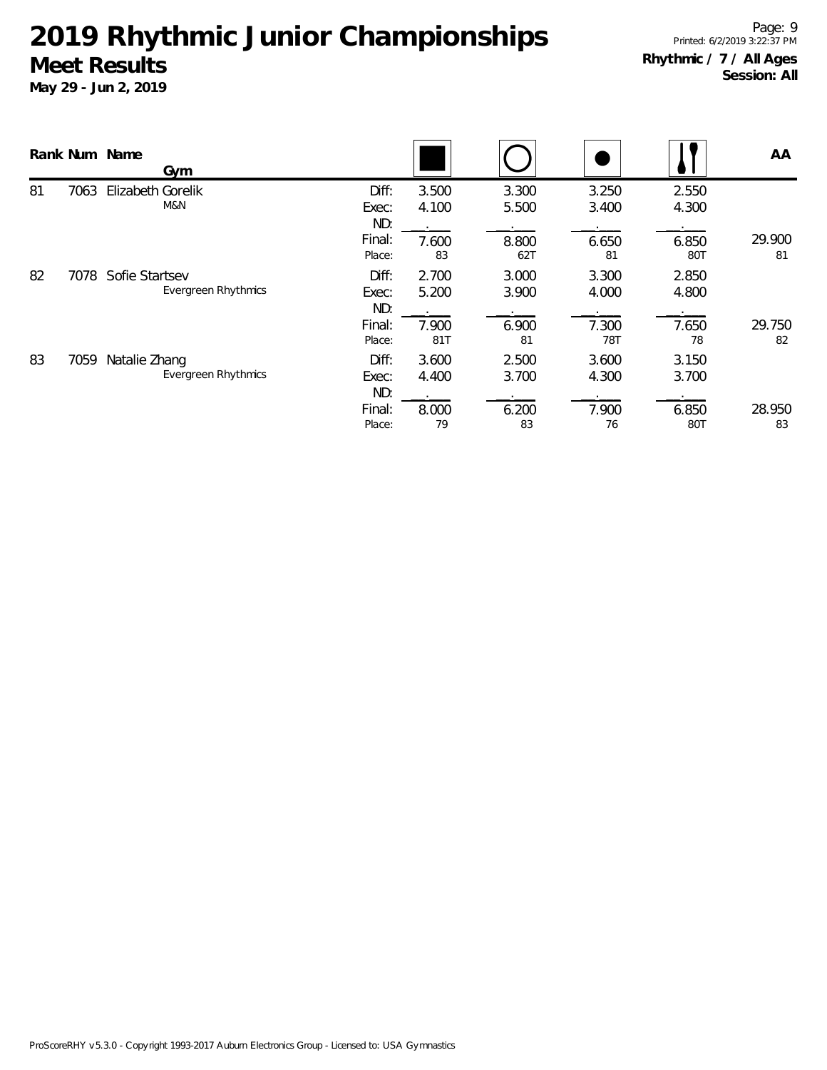# 2019 Rhythmic Junior Championships

## Meet Results

**May 29 - Jun 2, 2019**

**Rhythmic / 7 / All Ages**
**Session: All**

| Rank | Num | Name / Gym | | Rope | Hoop | Ball | Clubs | AA |
|---|---|---|---|---|---|---|---|---|
| 81 | 7063 | Elizabeth Gorelik | Diff: | 3.500 | 3.300 | 3.250 | 2.550 | |
| | | M&N | Exec: | 4.100 | 5.500 | 3.400 | 4.300 | |
| | | | ND: | . | . | . | . | |
| | | | Final: | 7.600 | 8.800 | 6.650 | 6.850 | 29.900 |
| | | | Place: | 83 | 62T | 81 | 80T | 81 |
| 82 | 7078 | Sofie Startsev | Diff: | 2.700 | 3.000 | 3.300 | 2.850 | |
| | | Evergreen Rhythmics | Exec: | 5.200 | 3.900 | 4.000 | 4.800 | |
| | | | ND: | . | . | . | . | |
| | | | Final: | 7.900 | 6.900 | 7.300 | 7.650 | 29.750 |
| | | | Place: | 81T | 81 | 78T | 78 | 82 |
| 83 | 7059 | Natalie Zhang | Diff: | 3.600 | 2.500 | 3.600 | 3.150 | |
| | | Evergreen Rhythmics | Exec: | 4.400 | 3.700 | 4.300 | 3.700 | |
| | | | ND: | . | . | . | . | |
| | | | Final: | 8.000 | 6.200 | 7.900 | 6.850 | 28.950 |
| | | | Place: | 79 | 83 | 76 | 80T | 83 |